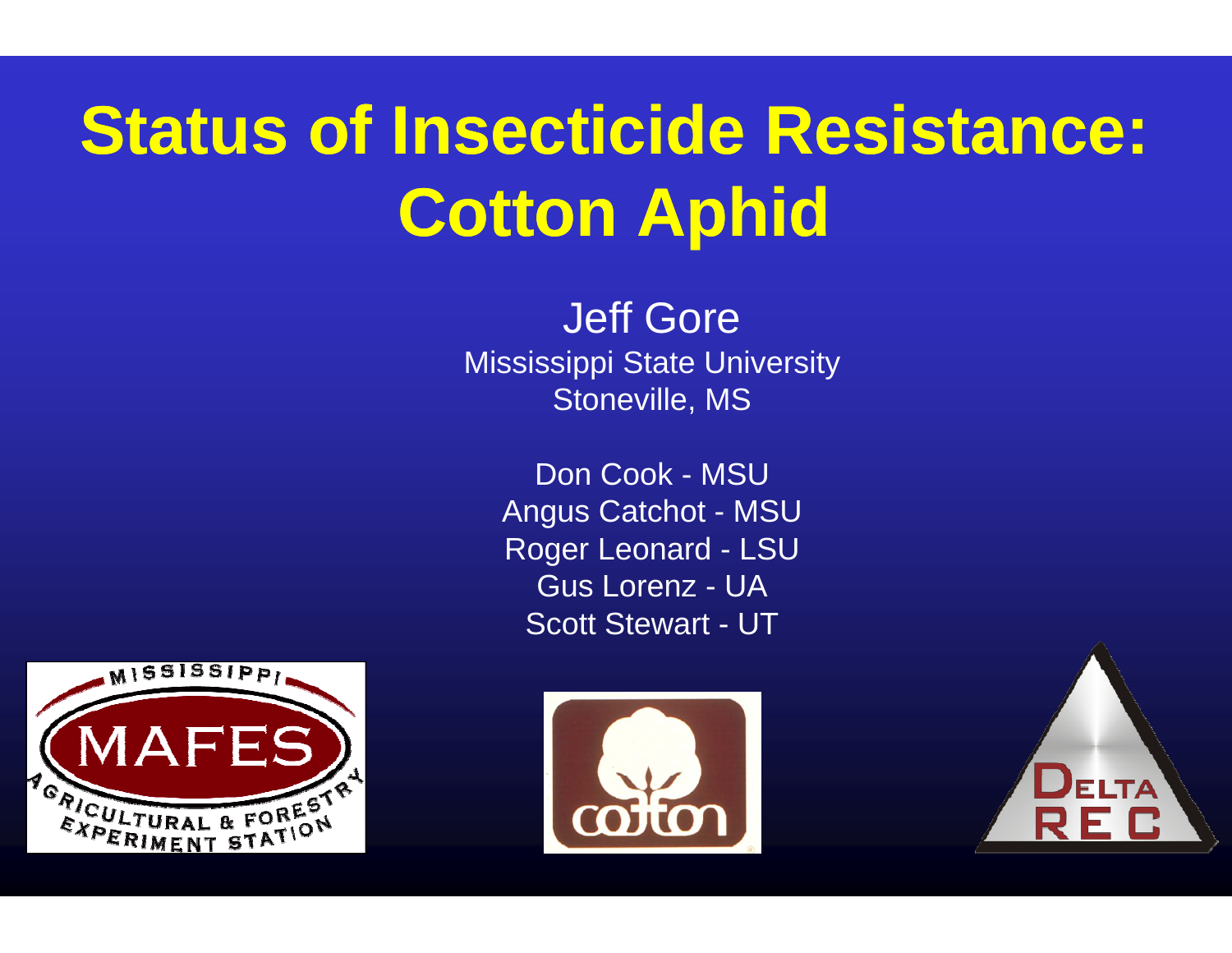# Status of Insecticide Resistance: Cotton Aphid

Jeff Gore
Mississippi State University
Stoneville, MS

Don Cook - MSU
Angus Catchot - MSU
Roger Leonard - LSU
Gus Lorenz - UA
Scott Stewart - UT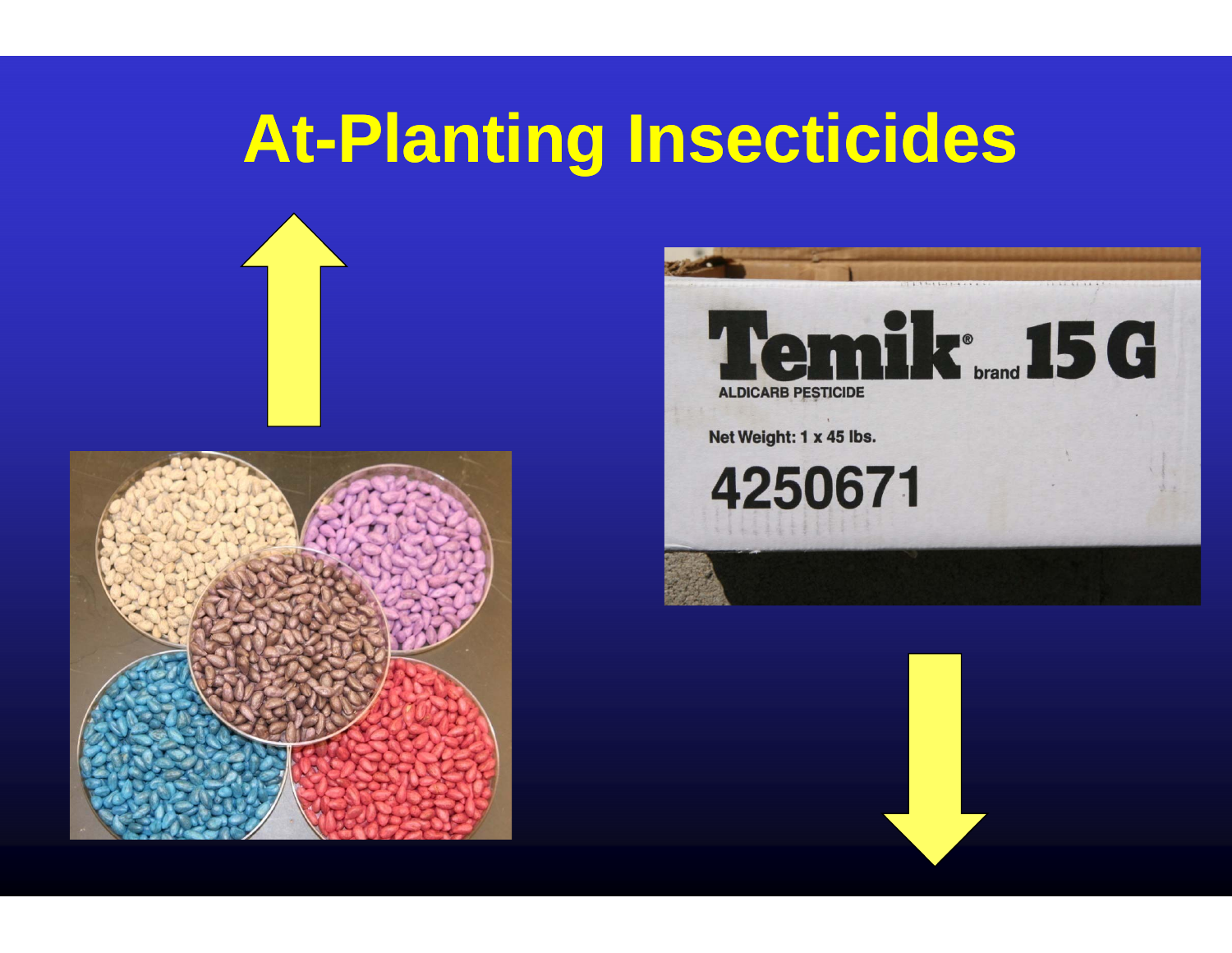# At-Planting Insecticides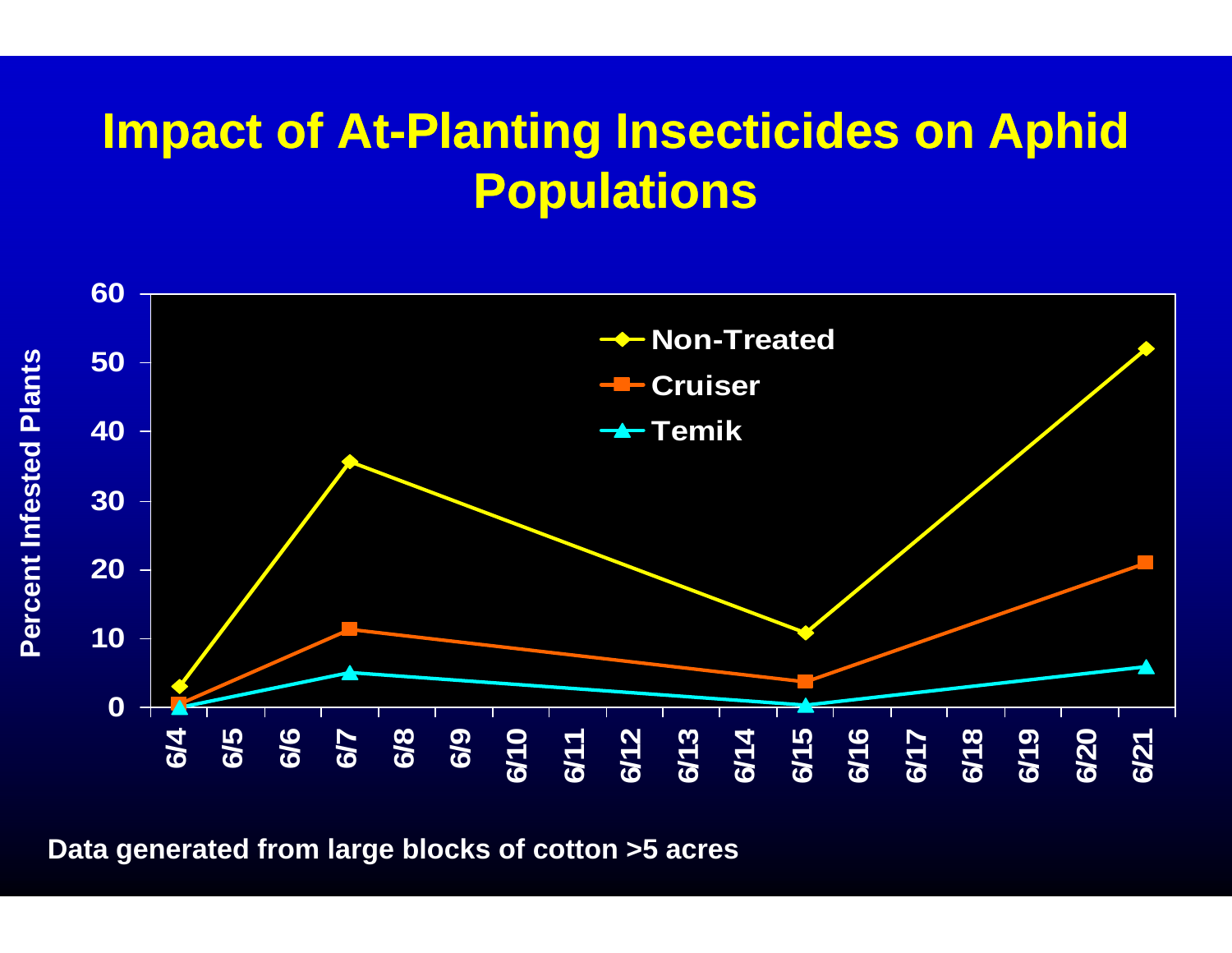# Impact of At-Planting Insecticides on Aphid Populations

Data generated from large blocks of cotton >5 acres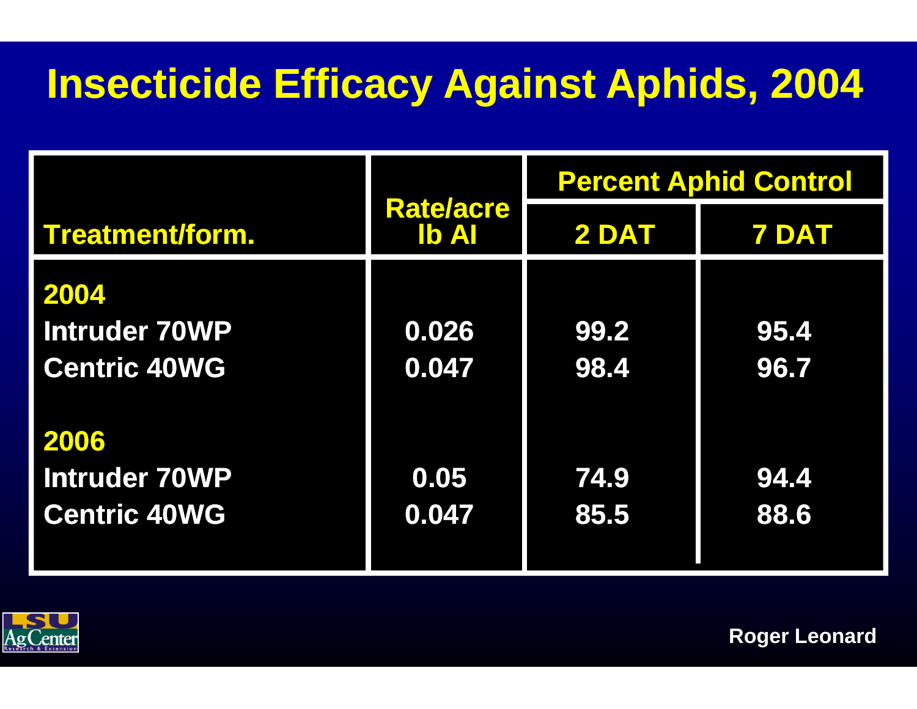# Insecticide Efficacy Against Aphids, 2004

| Treatment/form. | Rate/acre lb AI | Percent Aphid Control | |
|---|---|---|---|
| | | 2 DAT | 7 DAT |
| **2004** | | | |
| Intruder 70WP | 0.026 | 99.2 | 95.4 |
| Centric 40WG | 0.047 | 98.4 | 96.7 |
| **2006** | | | |
| Intruder 70WP | 0.05 | 74.9 | 94.4 |
| Centric 40WG | 0.047 | 85.5 | 88.6 |

LSU AgCenter Research & Extension

Roger Leonard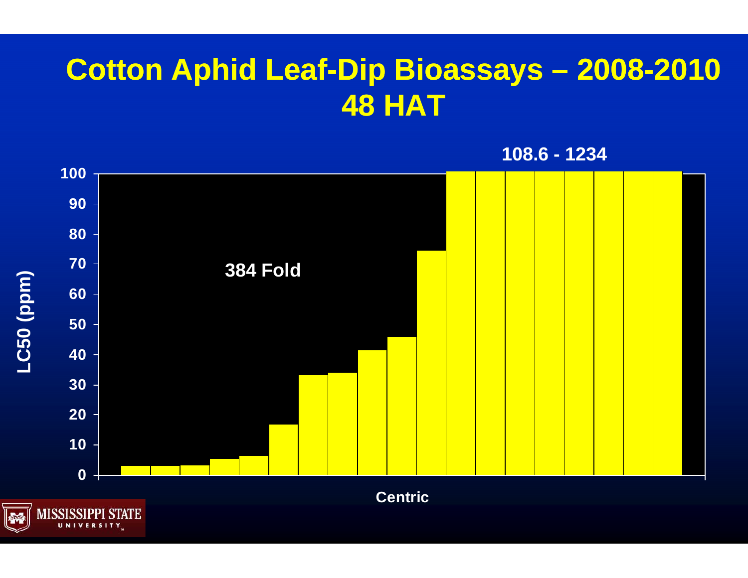# Cotton Aphid Leaf-Dip Bioassays – 2008-2010
# 48 HAT

108.6 - 1234

384 Fold

LC50 (ppm)

Centric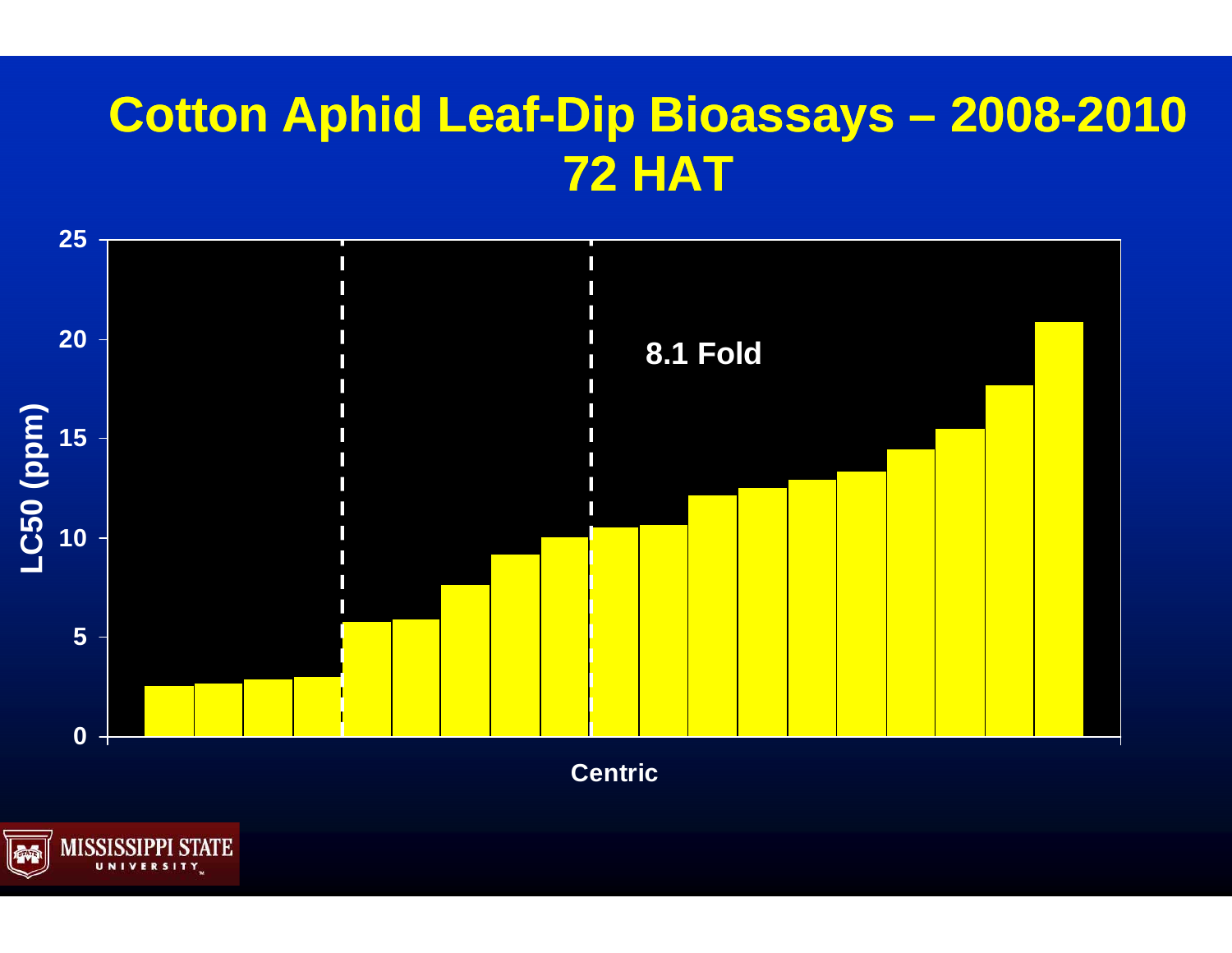# Cotton Aphid Leaf-Dip Bioassays – 2008-2010
# 72 HAT

LC50 (ppm)

25

20

15

10

5

0

8.1 Fold

Centric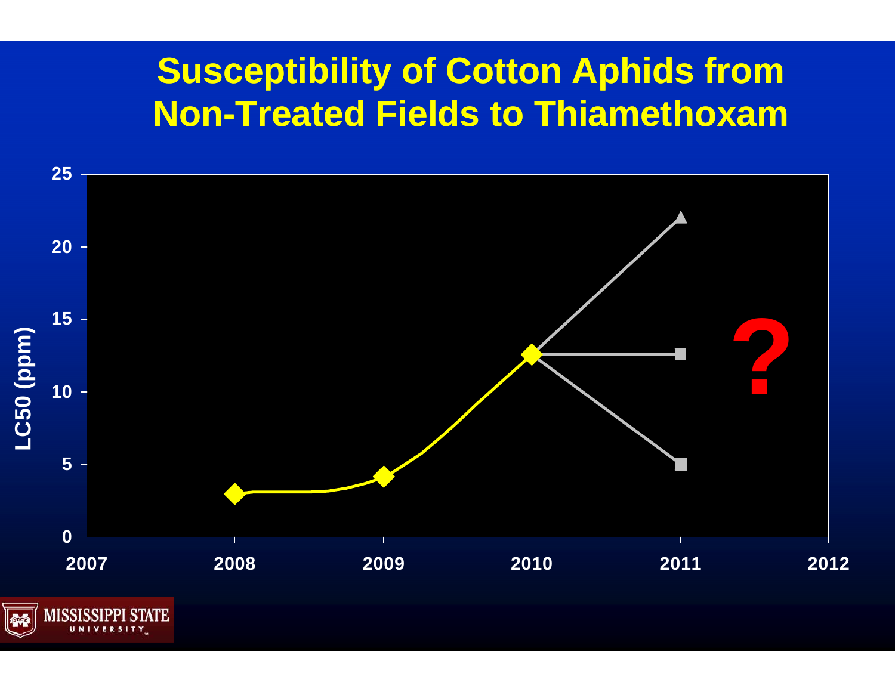# Susceptibility of Cotton Aphids from Non-Treated Fields to Thiamethoxam

LC50 (ppm)

25
20
15
10
5
0

2007 2008 2009 2010 2011 2012

?

MISSISSIPPI STATE UNIVERSITY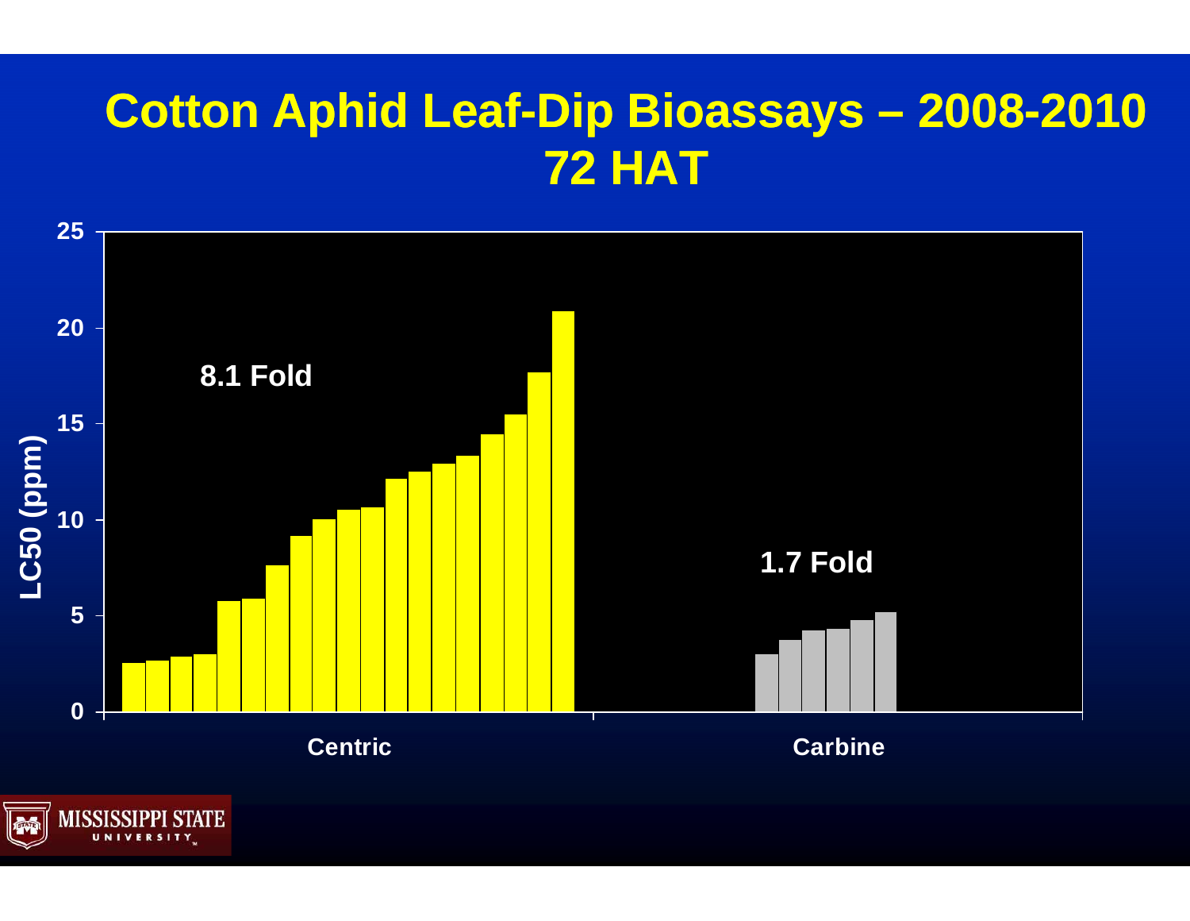# Cotton Aphid Leaf-Dip Bioassays – 2008-2010
# 72 HAT

LC50 (ppm)

8.1 Fold

1.7 Fold

Centric

Carbine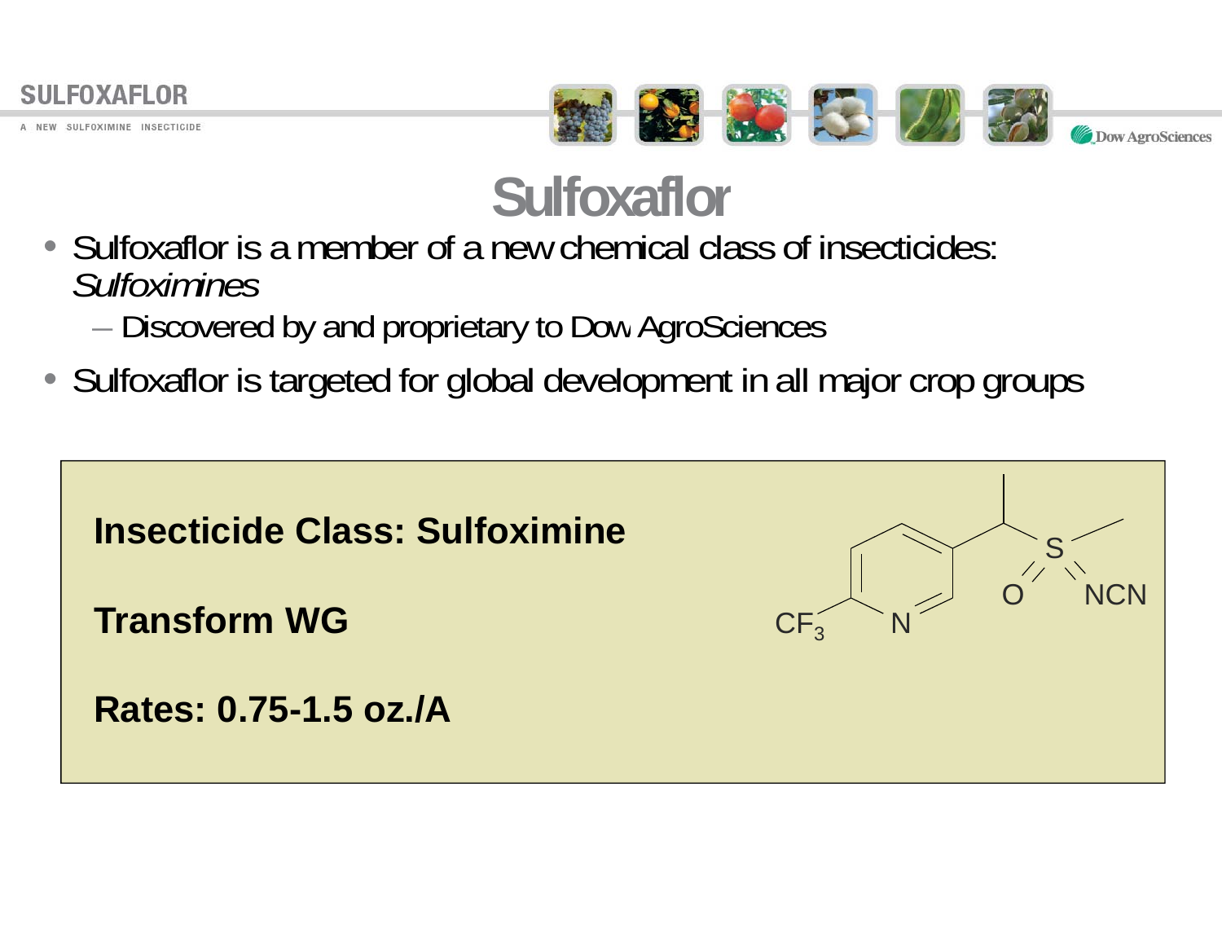# Sulfoxaflor

- Sulfoxaflor is a member of a new chemical class of insecticides: *Sulfoximines*
  - Discovered by and proprietary to Dow AgroSciences
- Sulfoxaflor is targeted for global development in all major crop groups

**Insecticide Class: Sulfoximine**

**Transform WG**

**Rates: 0.75-1.5 oz./A**

$CF_3$ N O S NCN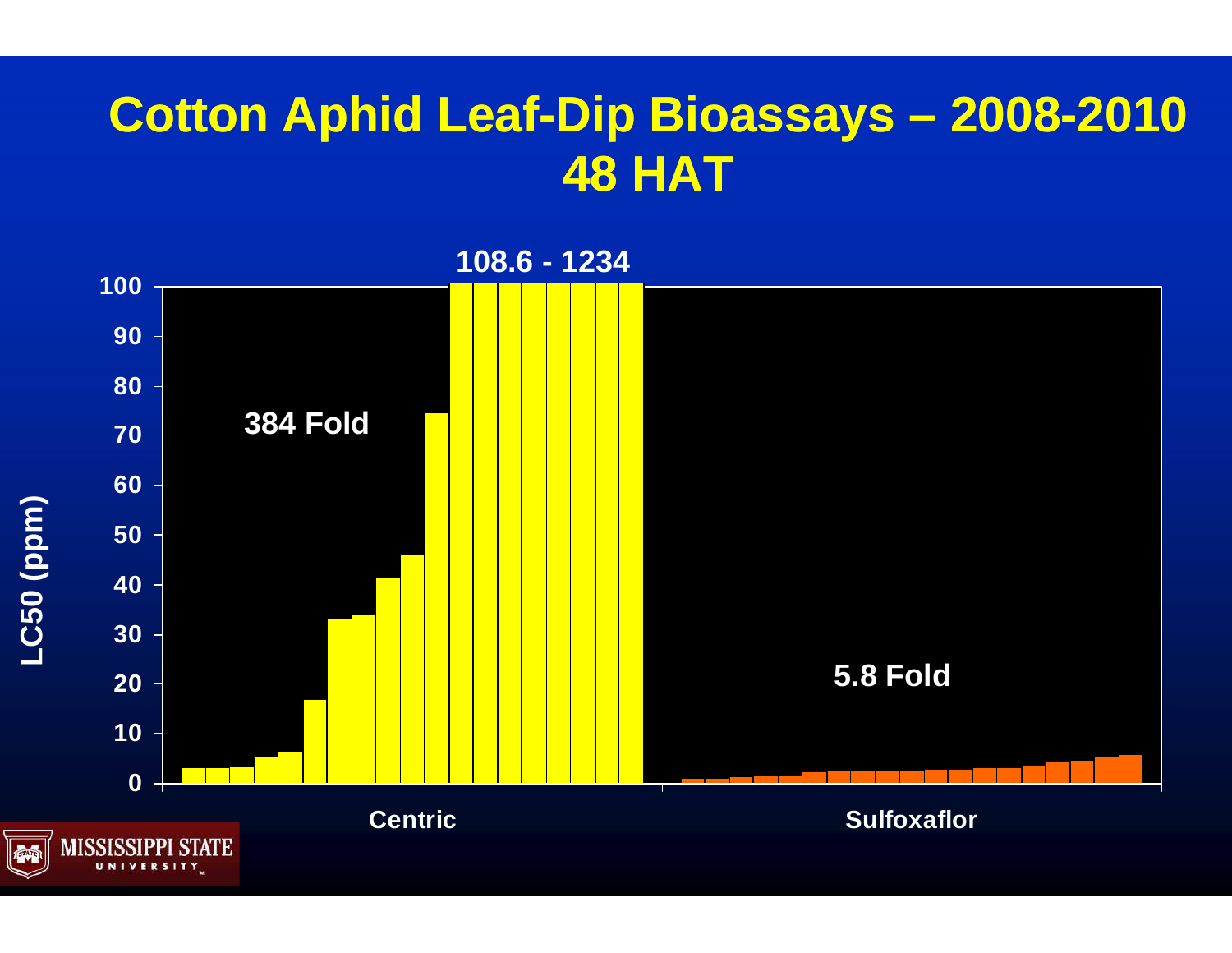# Cotton Aphid Leaf-Dip Bioassays – 2008-2010
# 48 HAT

108.6 - 1234

LC50 (ppm)

100
90
80
70
60
50
40
30
20
10
0

384 Fold

5.8 Fold

Centric

Sulfoxaflor

MISSISSIPPI STATE UNIVERSITY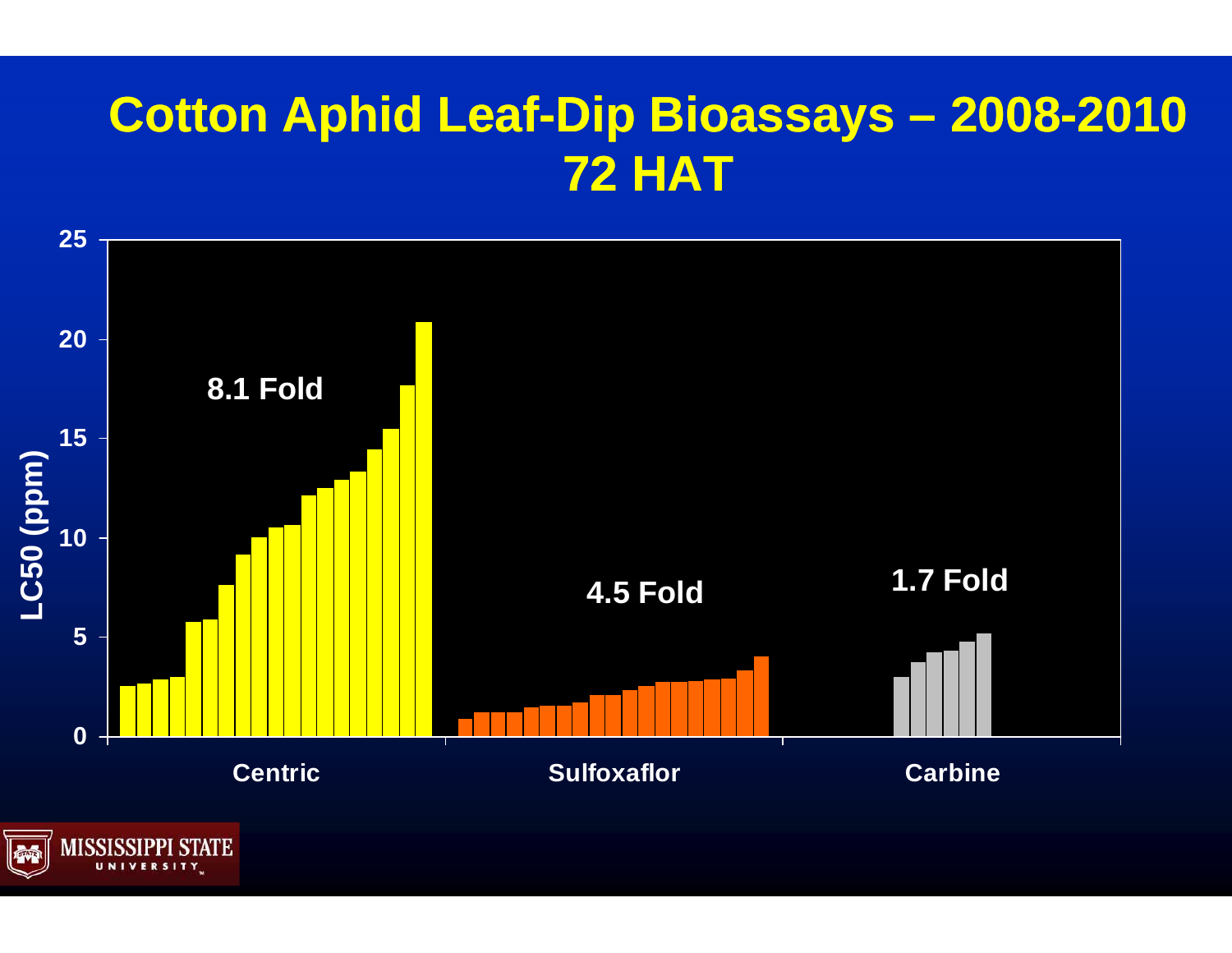# Cotton Aphid Leaf-Dip Bioassays – 2008-2010
# 72 HAT

LC50 (ppm)

25

20

15

10

5

0

8.1 Fold

4.5 Fold

1.7 Fold

Centric

Sulfoxaflor

Carbine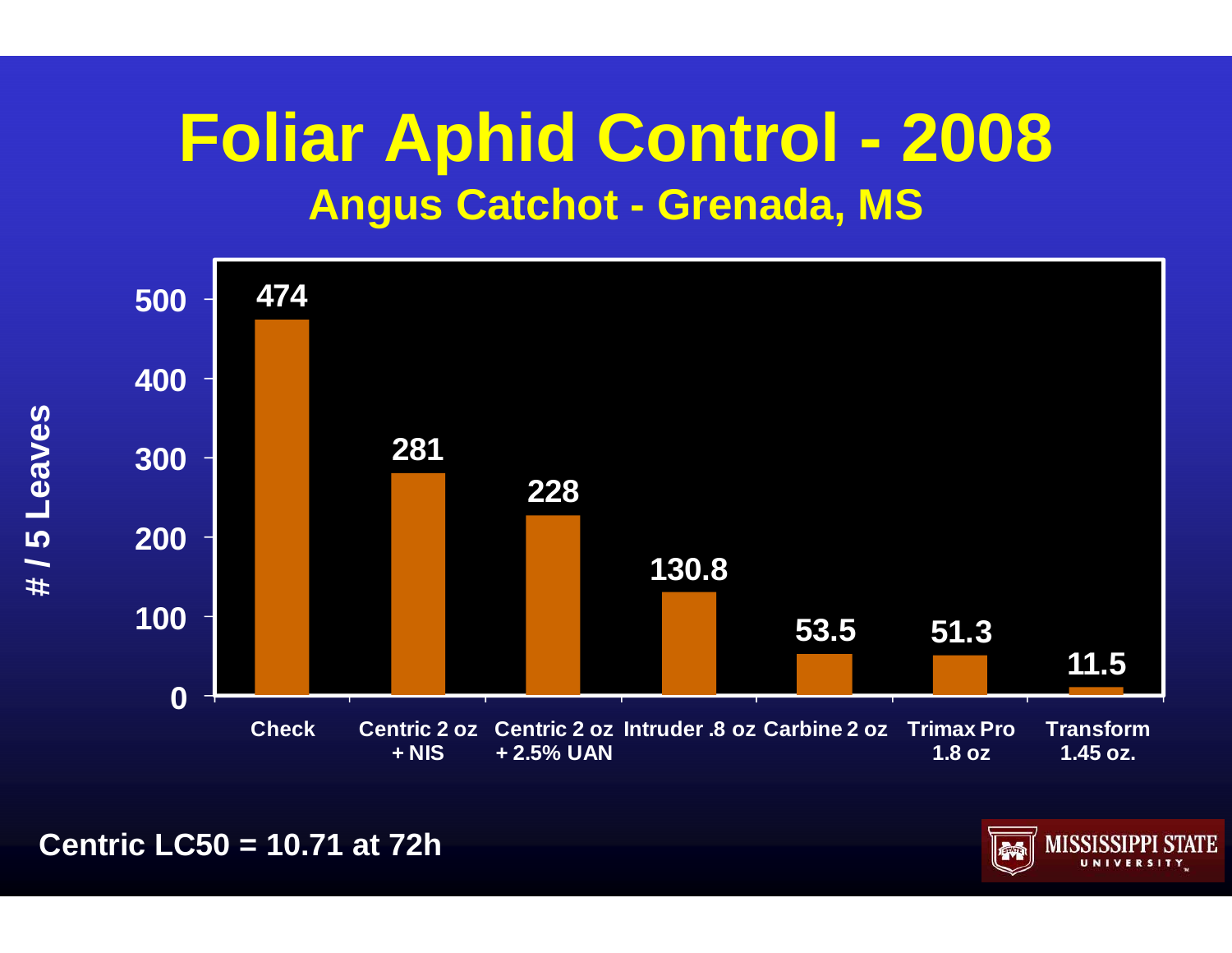# Foliar Aphid Control - 2008

## Angus Catchot - Grenada, MS

| Treatment | # / 5 Leaves |
|---|---|
| Check | 474 |
| Centric 2 oz + NIS | 281 |
| Centric 2 oz + 2.5% UAN | 228 |
| Intruder .8 oz | 130.8 |
| Carbine 2 oz | 53.5 |
| Trimax Pro 1.8 oz | 51.3 |
| Transform 1.45 oz. | 11.5 |

**Centric LC50 = 10.71 at 72h**

MISSISSIPPI STATE UNIVERSITY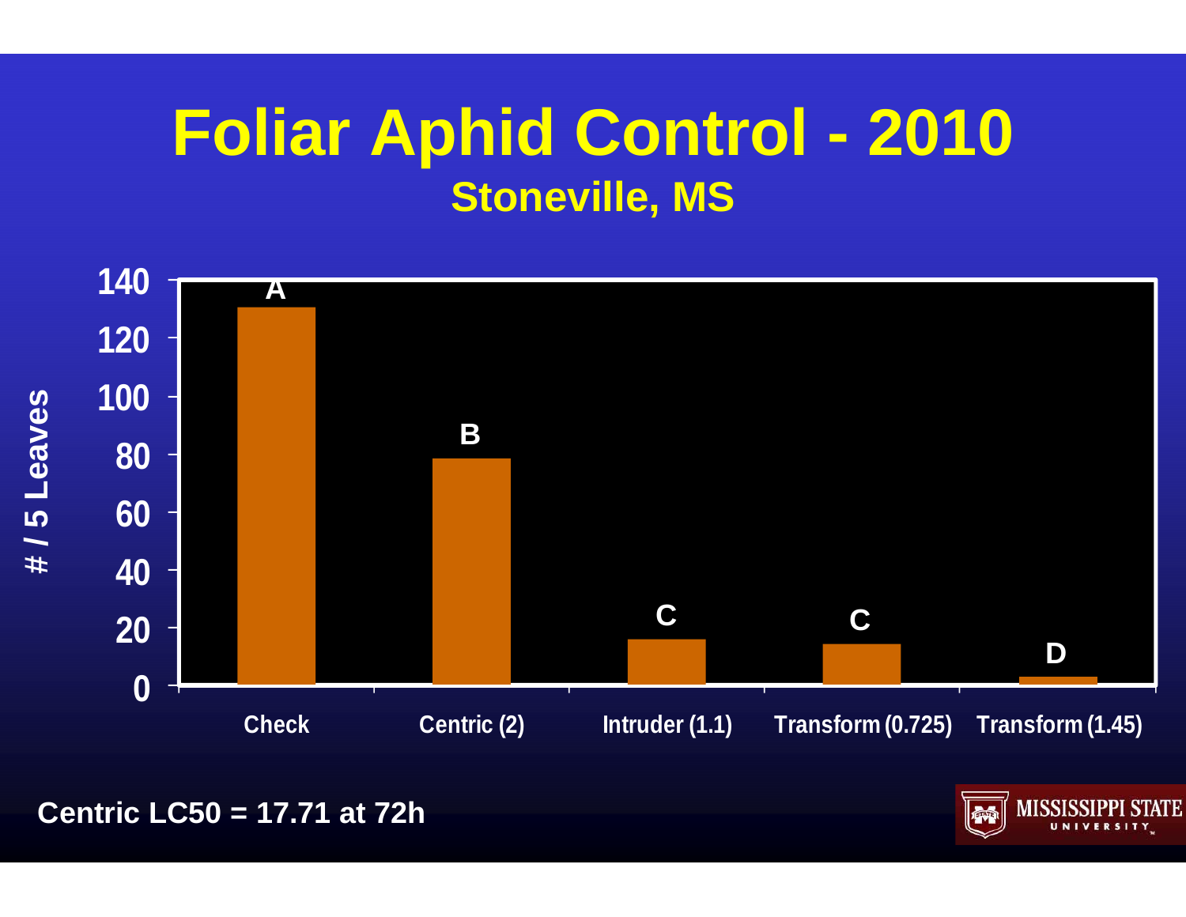# Foliar Aphid Control - 2010

## Stoneville, MS

| Treatment | # / 5 Leaves (approx.) | Letter |
|---|---|---|
| Check | 130 | A |
| Centric (2) | 78 | B |
| Intruder (1.1) | 15 | C |
| Transform (0.725) | 14 | C |
| Transform (1.45) | 2 | D |

**Centric LC50 = 17.71 at 72h**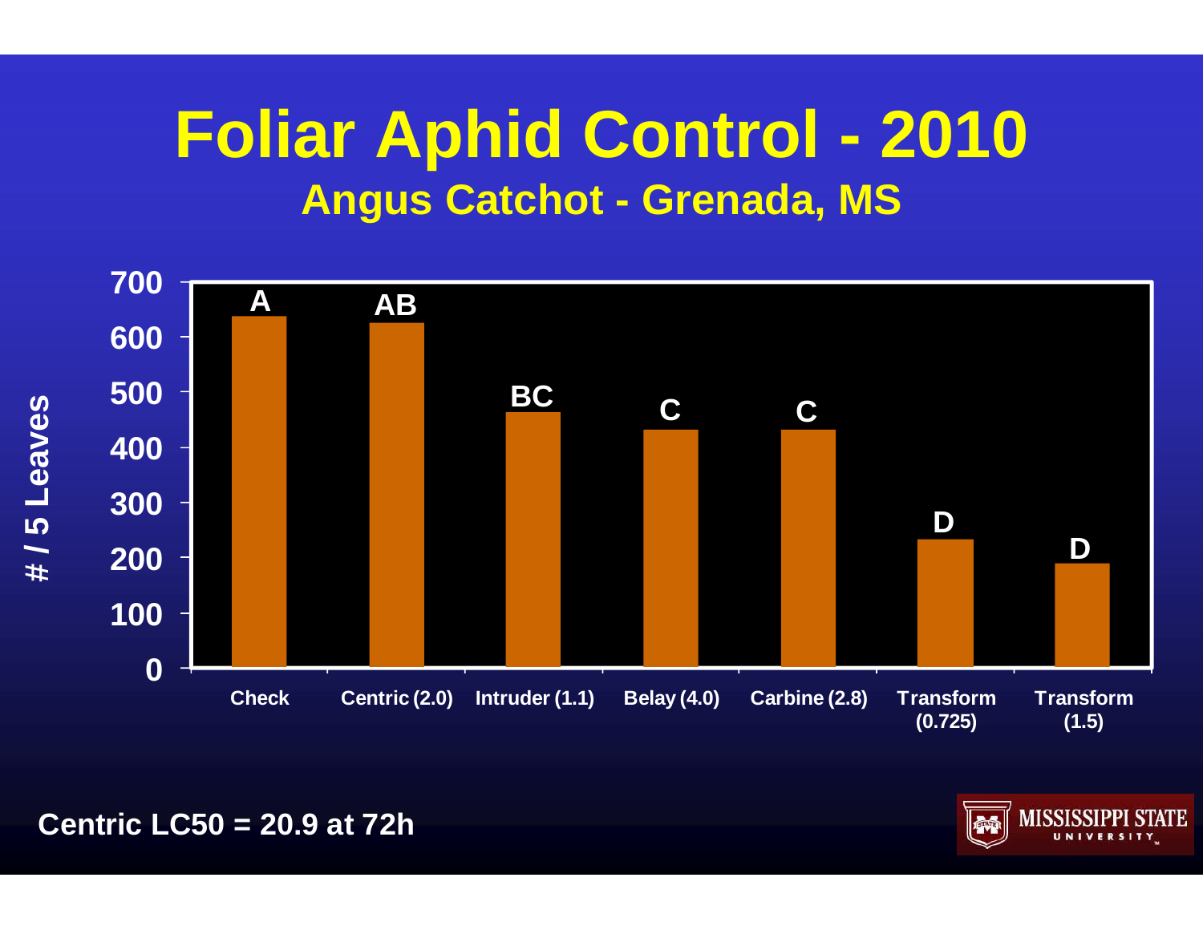# Foliar Aphid Control - 2010

## Angus Catchot - Grenada, MS

| Treatment | # / 5 Leaves | Mean separation |
|---|---|---|
| Check | ~635 | A |
| Centric (2.0) | ~625 | AB |
| Intruder (1.1) | ~460 | BC |
| Belay (4.0) | ~430 | C |
| Carbine (2.8) | ~430 | C |
| Transform (0.725) | ~232 | D |
| Transform (1.5) | ~188 | D |

**Centric LC50 = 20.9 at 72h**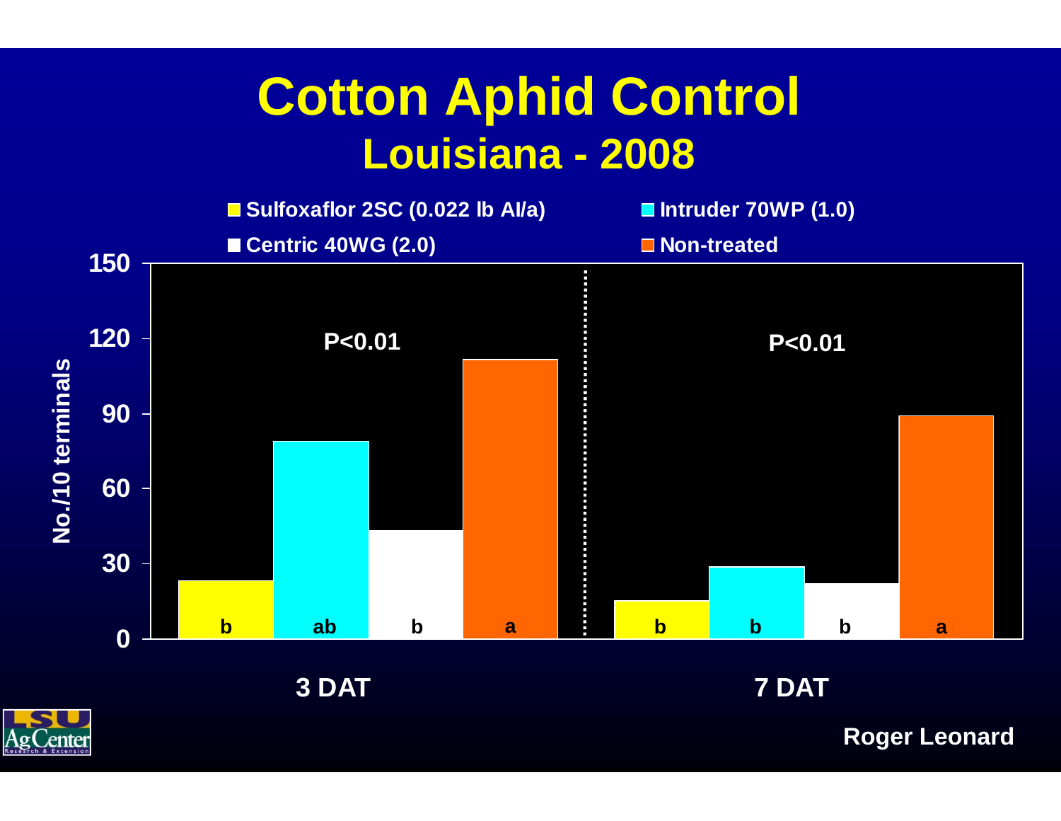# Cotton Aphid Control

## Louisiana - 2008

- Sulfoxaflor 2SC (0.022 lb AI/a)
- Intruder 70WP (1.0)
- Centric 40WG (2.0)
- Non-treated

No./10 terminals

| | Sulfoxaflor 2SC (0.022 lb AI/a) | Intruder 70WP (1.0) | Centric 40WG (2.0) | Non-treated |
|---|---|---|---|---|
| 3 DAT ($P<0.01$) | b | ab | b | a |
| 7 DAT ($P<0.01$) | b | b | b | a |

Roger Leonard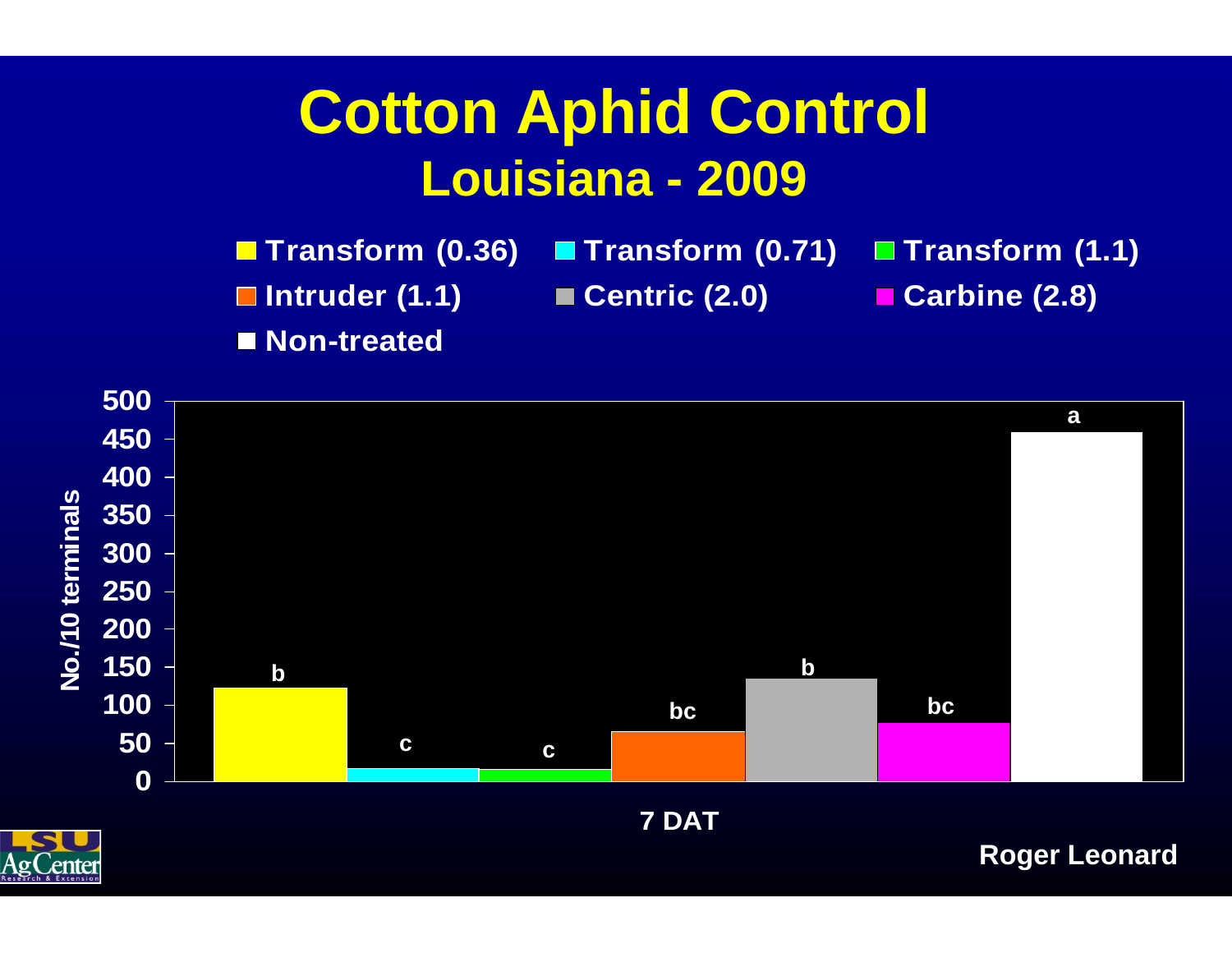# Cotton Aphid Control

## Louisiana - 2009

- Transform (0.36)
- Transform (0.71)
- Transform (1.1)
- Intruder (1.1)
- Centric (2.0)
- Carbine (2.8)
- Non-treated

No./10 terminals (7 DAT)

| Treatment | Letter |
|---|---|
| Transform (0.36) | b |
| Transform (0.71) | c |
| Transform (1.1) | c |
| Intruder (1.1) | bc |
| Centric (2.0) | b |
| Carbine (2.8) | bc |
| Non-treated | a |

Roger Leonard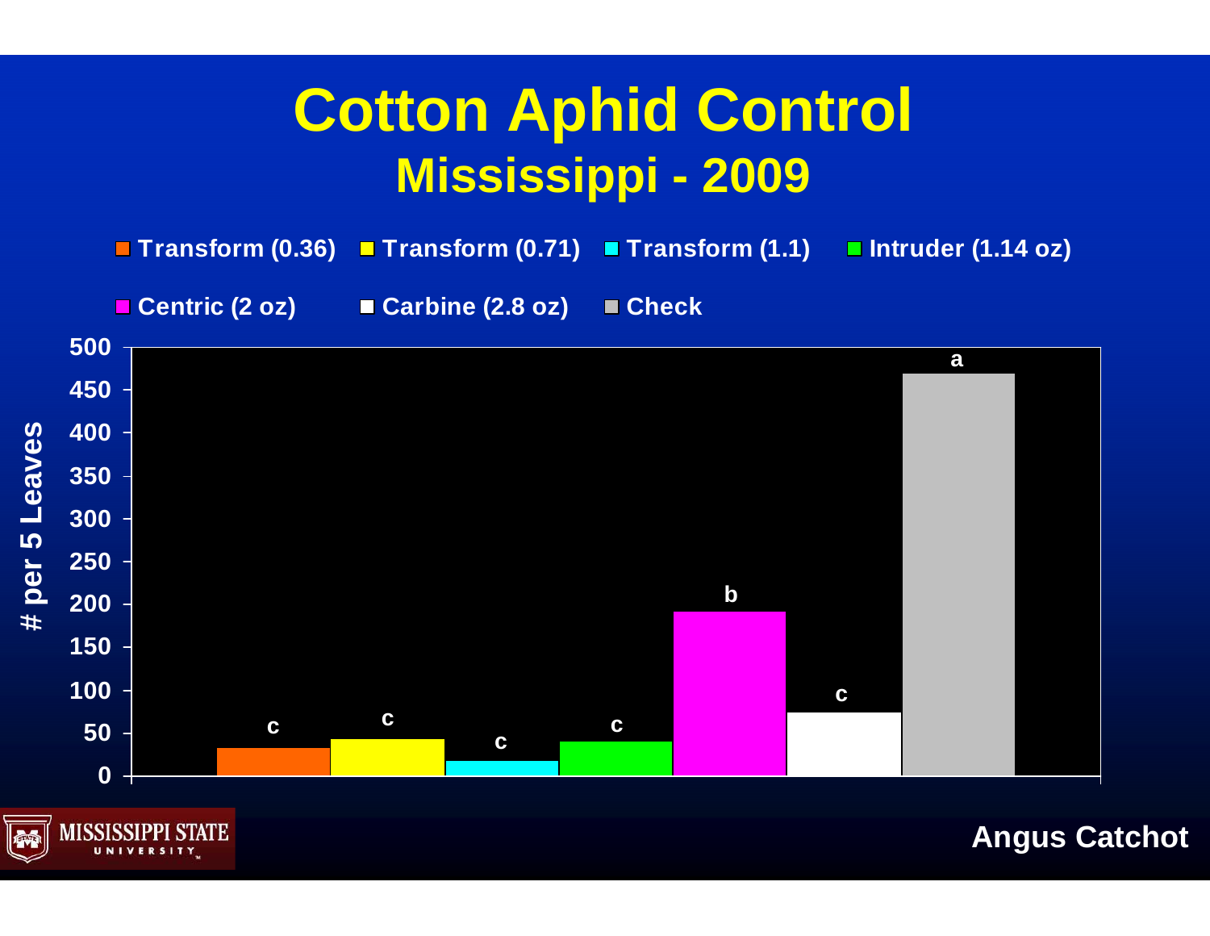# Cotton Aphid Control

## Mississippi - 2009

■ Transform (0.36) ■ Transform (0.71) ■ Transform (1.1) ■ Intruder (1.14 oz)

■ Centric (2 oz) ■ Carbine (2.8 oz) ■ Check

# per 5 Leaves

| Treatment | # per 5 Leaves (approx.) | Letter |
|---|---|---|
| Transform (0.36) | ~32 | c |
| Transform (0.71) | ~43 | c |
| Transform (1.1) | ~17 | c |
| Intruder (1.14 oz) | ~40 | c |
| Centric (2 oz) | ~192 | b |
| Carbine (2.8 oz) | ~74 | c |
| Check | ~470 | a |

MISSISSIPPI STATE UNIVERSITY

Angus Catchot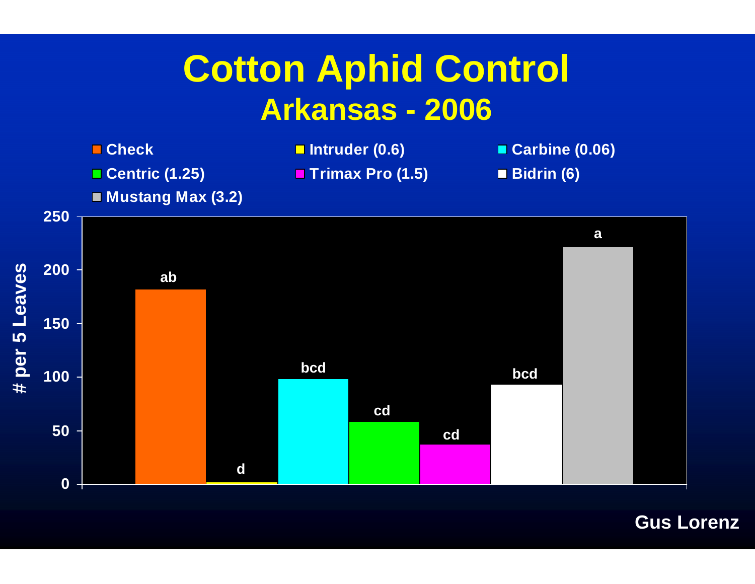# Cotton Aphid Control

## Arkansas - 2006

| Treatment | # per 5 Leaves | Letter |
|---|---|---|
| Check | ~182 | ab |
| Intruder (0.6) | ~2 | d |
| Carbine (0.06) | ~98 | bcd |
| Centric (1.25) | ~58 | cd |
| Trimax Pro (1.5) | ~37 | cd |
| Bidrin (6) | ~93 | bcd |
| Mustang Max (3.2) | ~221 | a |

Gus Lorenz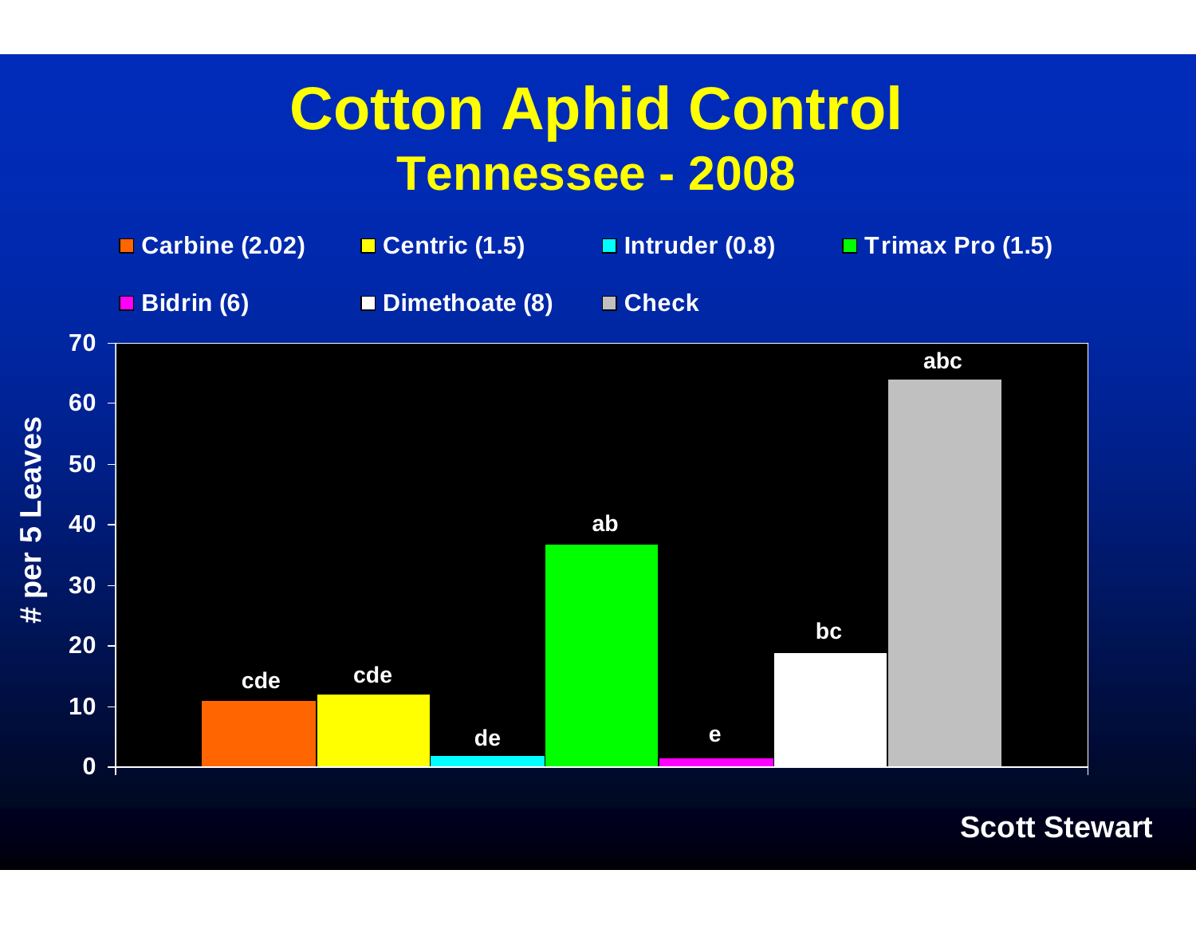# Cotton Aphid Control

## Tennessee - 2008

Carbine (2.02) | Centric (1.5) | Intruder (0.8) | Trimax Pro (1.5) | Bidrin (6) | Dimethoate (8) | Check

# per 5 Leaves

| Treatment | Approx. value | Letters |
|---|---|---|
| Carbine (2.02) | ~11 | cde |
| Centric (1.5) | ~12 | cde |
| Intruder (0.8) | ~2 | de |
| Trimax Pro (1.5) | ~37 | ab |
| Bidrin (6) | ~1.5 | e |
| Dimethoate (8) | ~19 | bc |
| Check | ~64 | abc |

Scott Stewart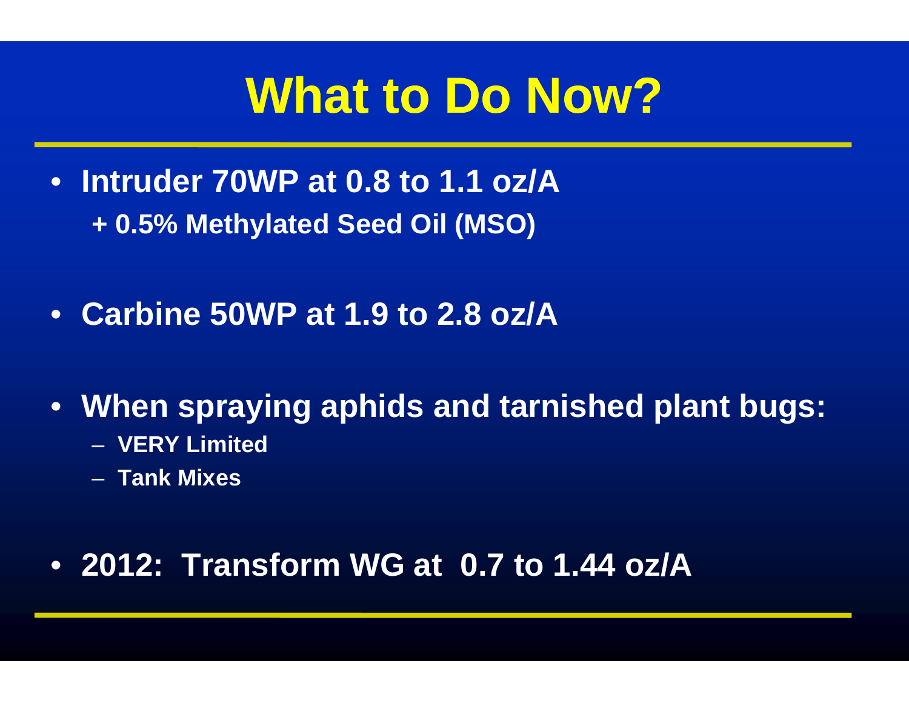# What to Do Now?

- **Intruder 70WP at 0.8 to 1.1 oz/A**
  **+ 0.5% Methylated Seed Oil (MSO)**

- **Carbine 50WP at 1.9 to 2.8 oz/A**

- **When spraying aphids and tarnished plant bugs:**
  - **VERY Limited**
  - **Tank Mixes**

- **2012: Transform WG at 0.7 to 1.44 oz/A**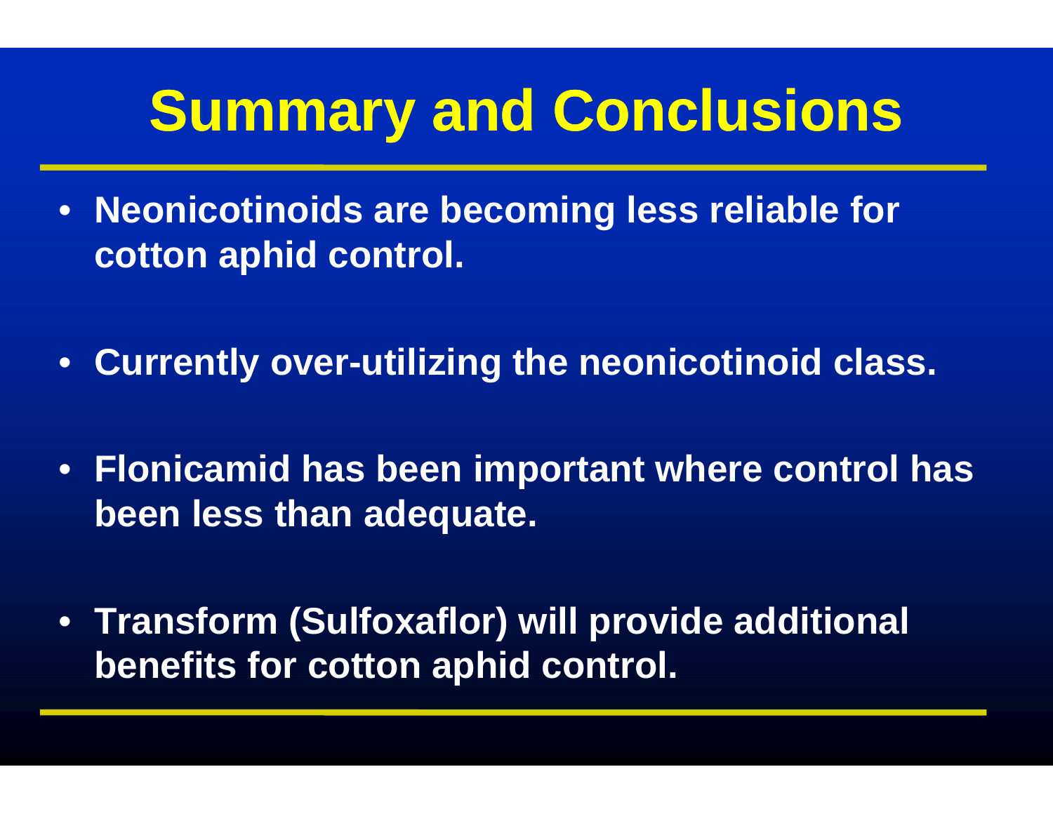# Summary and Conclusions

- **Neonicotinoids are becoming less reliable for cotton aphid control.**
- **Currently over-utilizing the neonicotinoid class.**
- **Flonicamid has been important where control has been less than adequate.**
- **Transform (Sulfoxaflor) will provide additional benefits for cotton aphid control.**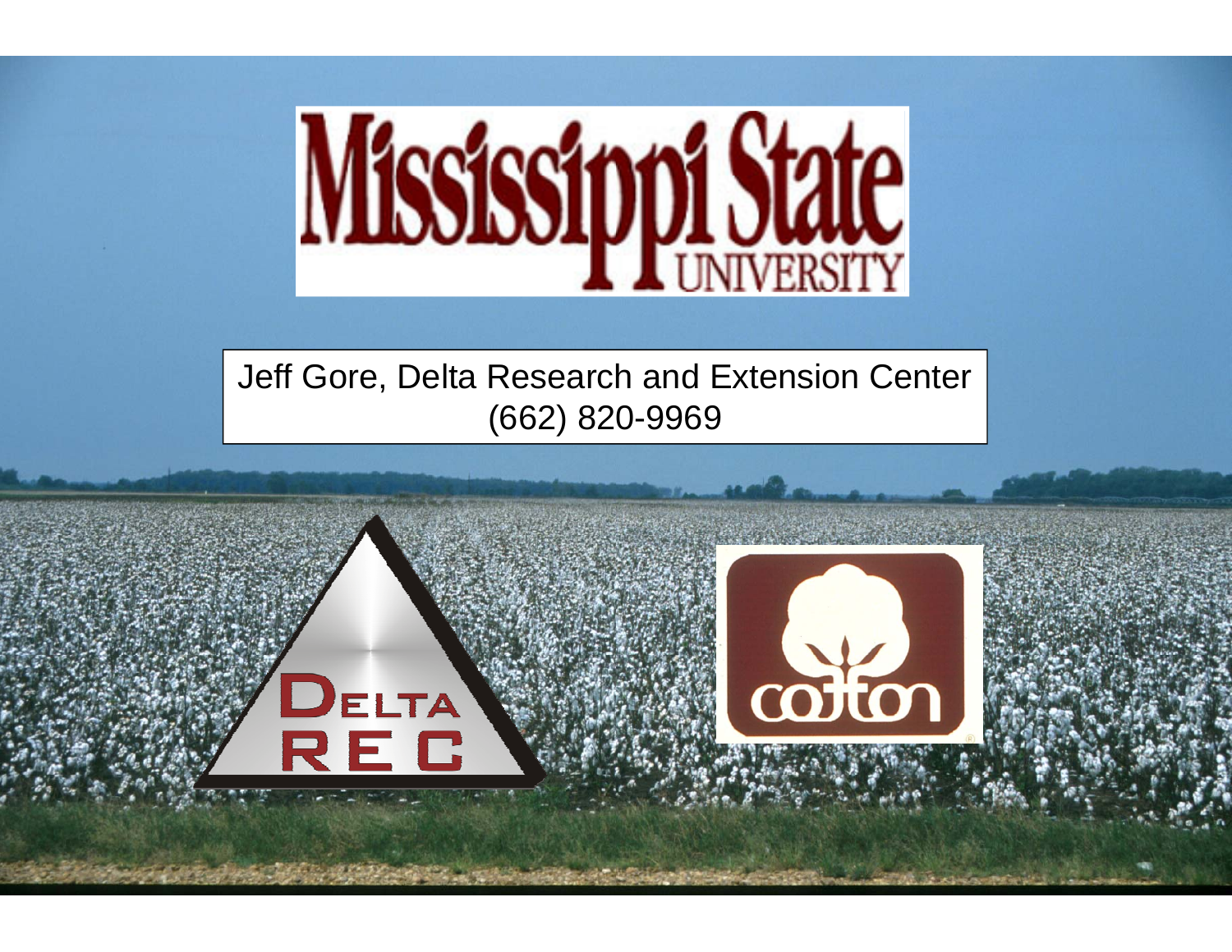Mississippi State University

Jeff Gore, Delta Research and Extension Center
(662) 820-9969

Delta REC

cotton